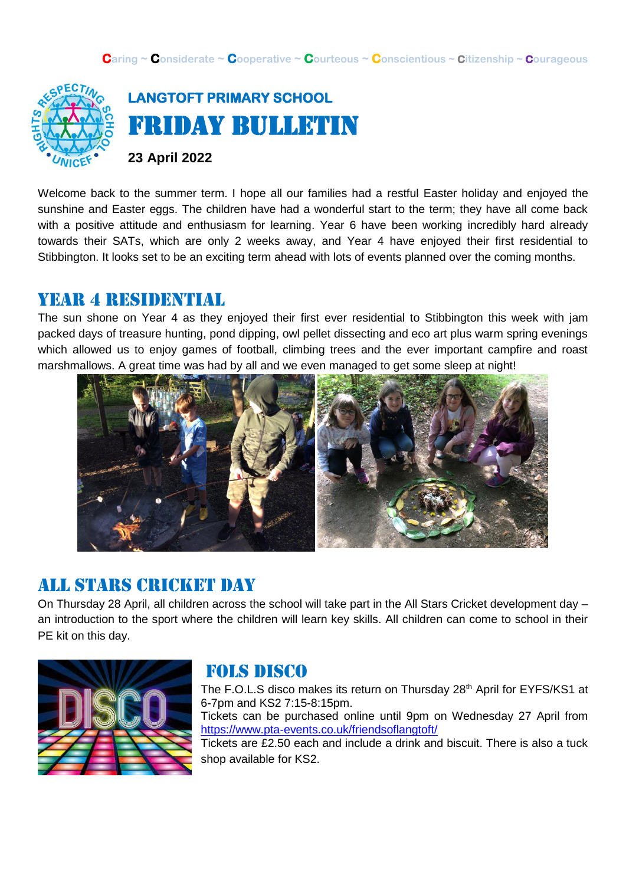Caring ~ Considerate ~ Cooperative ~ Courteous ~ Conscientious ~ Citizenship ~ Courageous

**LANGTOFT PRIMARY SCHOOL**

# FRIDAY BULLETIN

**23 April 2022**

Welcome back to the summer term. I hope all our families had a restful Easter holiday and enjoyed the sunshine and Easter eggs. The children have had a wonderful start to the term; they have all come back with a positive attitude and enthusiasm for learning. Year 6 have been working incredibly hard already towards their SATs, which are only 2 weeks away, and Year 4 have enjoyed their first residential to Stibbington. It looks set to be an exciting term ahead with lots of events planned over the coming months.

## YEAR 4 RESIDENTIAL

The sun shone on Year 4 as they enjoyed their first ever residential to Stibbington this week with jam packed days of treasure hunting, pond dipping, owl pellet dissecting and eco art plus warm spring evenings which allowed us to enjoy games of football, climbing trees and the ever important campfire and roast marshmallows. A great time was had by all and we even managed to get some sleep at night!

## ALL STARS CRICKET DAY

On Thursday 28 April, all children across the school will take part in the All Stars Cricket development day – an introduction to the sport where the children will learn key skills. All children can come to school in their PE kit on this day.

## FOLS DISCO

The F.O.L.S disco makes its return on Thursday 28th April for EYFS/KS1 at 6-7pm and KS2 7:15-8:15pm.
Tickets can be purchased online until 9pm on Wednesday 27 April from https://www.pta-events.co.uk/friendsoflangtoft/
Tickets are £2.50 each and include a drink and biscuit. There is also a tuck shop available for KS2.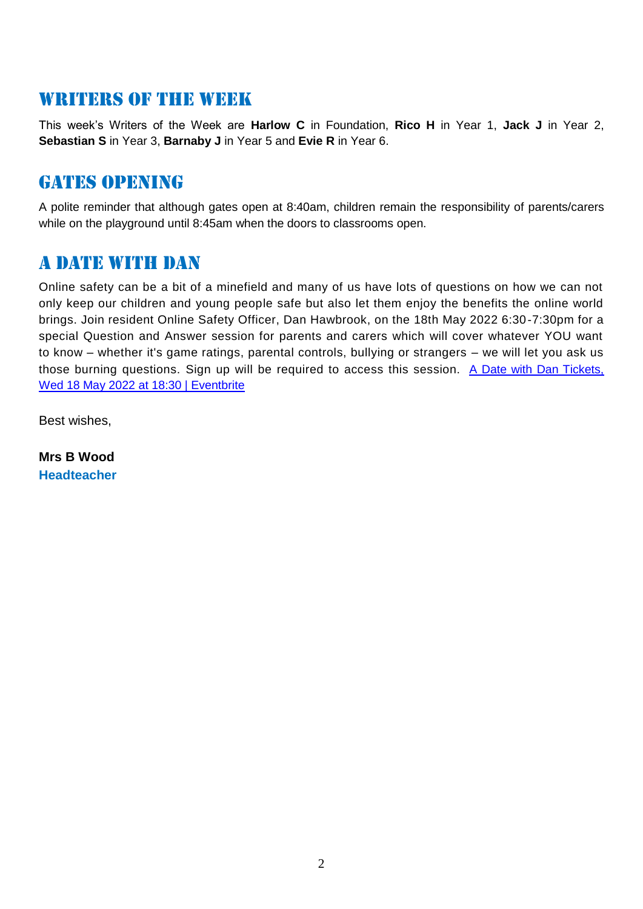## Writers of the Week

This week's Writers of the Week are **Harlow C** in Foundation, **Rico H** in Year 1, **Jack J** in Year 2, **Sebastian S** in Year 3, **Barnaby J** in Year 5 and **Evie R** in Year 6.

## Gates Opening

A polite reminder that although gates open at 8:40am, children remain the responsibility of parents/carers while on the playground until 8:45am when the doors to classrooms open.

## A Date with Dan

Online safety can be a bit of a minefield and many of us have lots of questions on how we can not only keep our children and young people safe but also let them enjoy the benefits the online world brings. Join resident Online Safety Officer, Dan Hawbrook, on the 18th May 2022 6:30-7:30pm for a special Question and Answer session for parents and carers which will cover whatever YOU want to know – whether it's game ratings, parental controls, bullying or strangers – we will let you ask us those burning questions. Sign up will be required to access this session. A Date with Dan Tickets, Wed 18 May 2022 at 18:30 | Eventbrite

Best wishes,

**Mrs B Wood**
**Headteacher**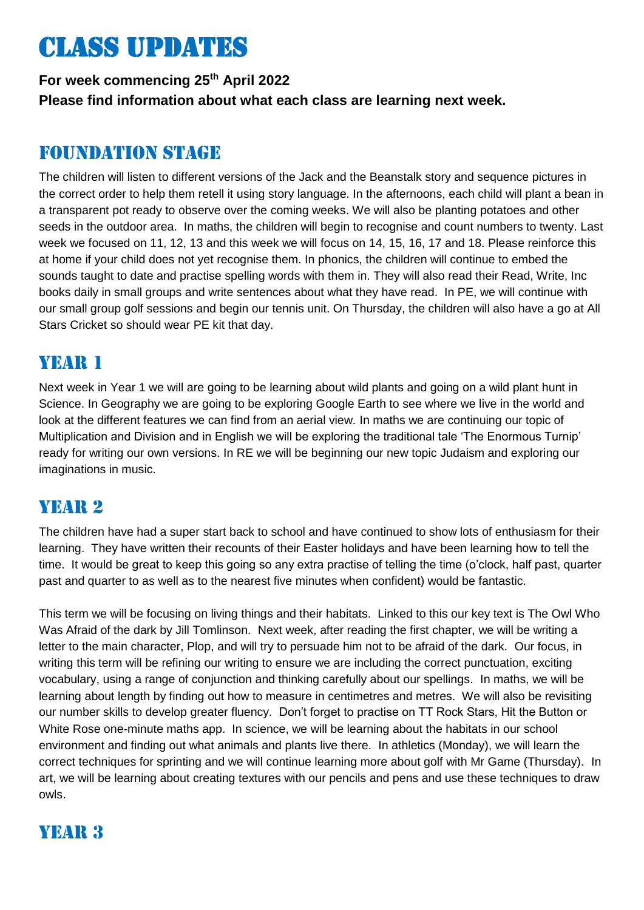# Class Updates

**For week commencing 25th April 2022**

**Please find information about what each class are learning next week.**

## Foundation Stage

The children will listen to different versions of the Jack and the Beanstalk story and sequence pictures in the correct order to help them retell it using story language. In the afternoons, each child will plant a bean in a transparent pot ready to observe over the coming weeks. We will also be planting potatoes and other seeds in the outdoor area. In maths, the children will begin to recognise and count numbers to twenty. Last week we focused on 11, 12, 13 and this week we will focus on 14, 15, 16, 17 and 18. Please reinforce this at home if your child does not yet recognise them. In phonics, the children will continue to embed the sounds taught to date and practise spelling words with them in. They will also read their Read, Write, Inc books daily in small groups and write sentences about what they have read. In PE, we will continue with our small group golf sessions and begin our tennis unit. On Thursday, the children will also have a go at All Stars Cricket so should wear PE kit that day.

## Year 1

Next week in Year 1 we will are going to be learning about wild plants and going on a wild plant hunt in Science. In Geography we are going to be exploring Google Earth to see where we live in the world and look at the different features we can find from an aerial view. In maths we are continuing our topic of Multiplication and Division and in English we will be exploring the traditional tale 'The Enormous Turnip' ready for writing our own versions. In RE we will be beginning our new topic Judaism and exploring our imaginations in music.

## Year 2

The children have had a super start back to school and have continued to show lots of enthusiasm for their learning. They have written their recounts of their Easter holidays and have been learning how to tell the time. It would be great to keep this going so any extra practise of telling the time (o'clock, half past, quarter past and quarter to as well as to the nearest five minutes when confident) would be fantastic.

This term we will be focusing on living things and their habitats. Linked to this our key text is The Owl Who Was Afraid of the dark by Jill Tomlinson. Next week, after reading the first chapter, we will be writing a letter to the main character, Plop, and will try to persuade him not to be afraid of the dark. Our focus, in writing this term will be refining our writing to ensure we are including the correct punctuation, exciting vocabulary, using a range of conjunction and thinking carefully about our spellings. In maths, we will be learning about length by finding out how to measure in centimetres and metres. We will also be revisiting our number skills to develop greater fluency. Don't forget to practise on TT Rock Stars, Hit the Button or White Rose one-minute maths app. In science, we will be learning about the habitats in our school environment and finding out what animals and plants live there. In athletics (Monday), we will learn the correct techniques for sprinting and we will continue learning more about golf with Mr Game (Thursday). In art, we will be learning about creating textures with our pencils and pens and use these techniques to draw owls.

## Year 3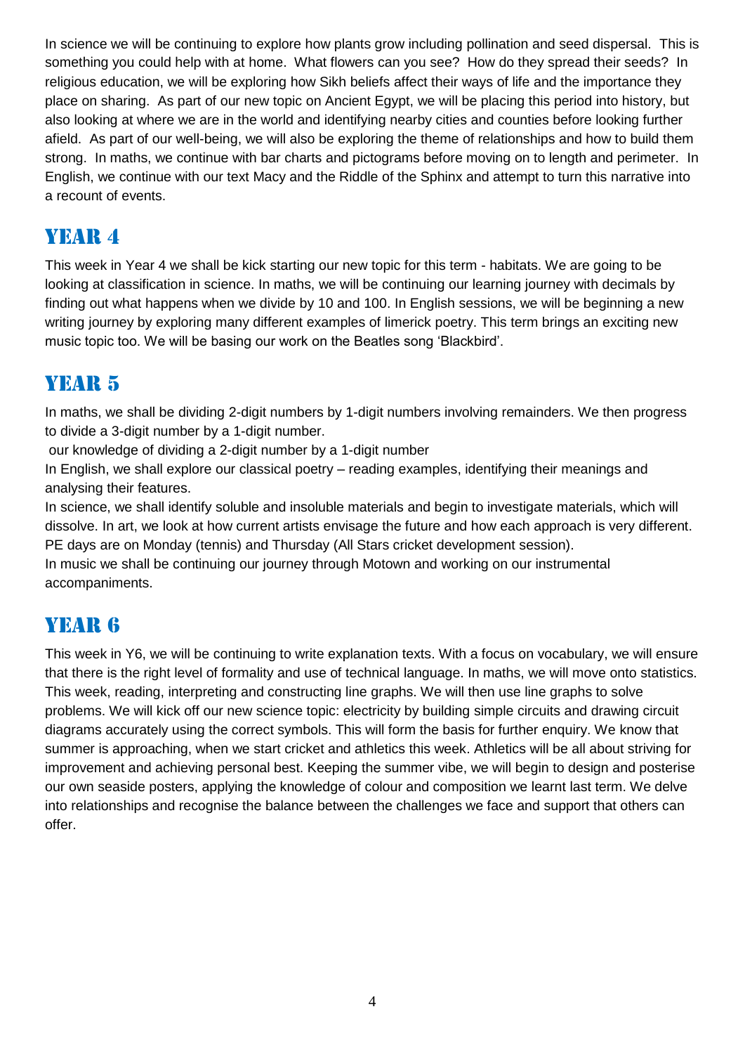In science we will be continuing to explore how plants grow including pollination and seed dispersal. This is something you could help with at home. What flowers can you see? How do they spread their seeds? In religious education, we will be exploring how Sikh beliefs affect their ways of life and the importance they place on sharing. As part of our new topic on Ancient Egypt, we will be placing this period into history, but also looking at where we are in the world and identifying nearby cities and counties before looking further afield. As part of our well-being, we will also be exploring the theme of relationships and how to build them strong. In maths, we continue with bar charts and pictograms before moving on to length and perimeter. In English, we continue with our text Macy and the Riddle of the Sphinx and attempt to turn this narrative into a recount of events.

## YEAR 4

This week in Year 4 we shall be kick starting our new topic for this term - habitats. We are going to be looking at classification in science. In maths, we will be continuing our learning journey with decimals by finding out what happens when we divide by 10 and 100. In English sessions, we will be beginning a new writing journey by exploring many different examples of limerick poetry. This term brings an exciting new music topic too. We will be basing our work on the Beatles song 'Blackbird'.

## YEAR 5

In maths, we shall be dividing 2-digit numbers by 1-digit numbers involving remainders. We then progress to divide a 3-digit number by a 1-digit number.

our knowledge of dividing a 2-digit number by a 1-digit number

In English, we shall explore our classical poetry – reading examples, identifying their meanings and analysing their features.

In science, we shall identify soluble and insoluble materials and begin to investigate materials, which will dissolve. In art, we look at how current artists envisage the future and how each approach is very different. PE days are on Monday (tennis) and Thursday (All Stars cricket development session).

In music we shall be continuing our journey through Motown and working on our instrumental accompaniments.

## YEAR 6

This week in Y6, we will be continuing to write explanation texts. With a focus on vocabulary, we will ensure that there is the right level of formality and use of technical language. In maths, we will move onto statistics. This week, reading, interpreting and constructing line graphs. We will then use line graphs to solve problems. We will kick off our new science topic: electricity by building simple circuits and drawing circuit diagrams accurately using the correct symbols. This will form the basis for further enquiry. We know that summer is approaching, when we start cricket and athletics this week. Athletics will be all about striving for improvement and achieving personal best. Keeping the summer vibe, we will begin to design and posterise our own seaside posters, applying the knowledge of colour and composition we learnt last term. We delve into relationships and recognise the balance between the challenges we face and support that others can offer.